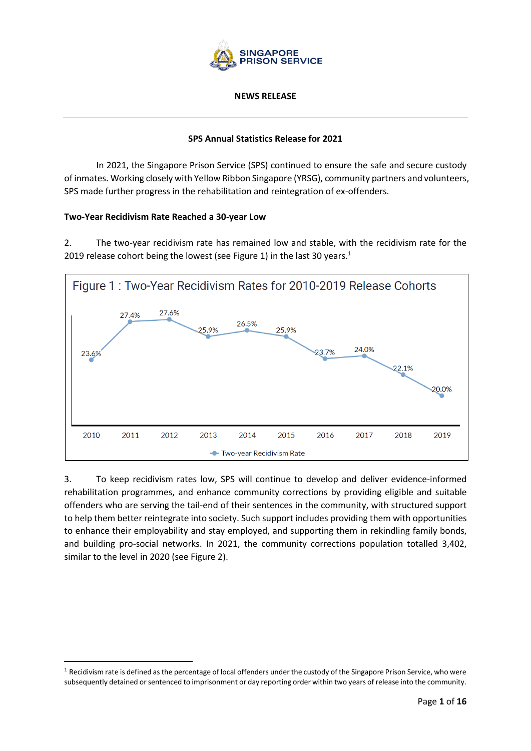SINGAPORE PRISON SERVICE

**NEWS RELEASE**

---

**SPS Annual Statistics Release for 2021**

In 2021, the Singapore Prison Service (SPS) continued to ensure the safe and secure custody of inmates. Working closely with Yellow Ribbon Singapore (YRSG), community partners and volunteers, SPS made further progress in the rehabilitation and reintegration of ex-offenders.

**Two-Year Recidivism Rate Reached a 30-year Low**

2. The two-year recidivism rate has remained low and stable, with the recidivism rate for the 2019 release cohort being the lowest (see Figure 1) in the last 30 years.[1]

Figure 1 : Two-Year Recidivism Rates for 2010-2019 Release Cohorts

| Release Cohort | Two-year Recidivism Rate |
|---|---|
| 2010 | 23.6% |
| 2011 | 27.4% |
| 2012 | 27.6% |
| 2013 | 25.9% |
| 2014 | 26.5% |
| 2015 | 25.9% |
| 2016 | 23.7% |
| 2017 | 24.0% |
| 2018 | 22.1% |
| 2019 | 20.0% |

3. To keep recidivism rates low, SPS will continue to develop and deliver evidence-informed rehabilitation programmes, and enhance community corrections by providing eligible and suitable offenders who are serving the tail-end of their sentences in the community, with structured support to help them better reintegrate into society. Such support includes providing them with opportunities to enhance their employability and stay employed, and supporting them in rekindling family bonds, and building pro-social networks. In 2021, the community corrections population totalled 3,402, similar to the level in 2020 (see Figure 2).

---

[1] Recidivism rate is defined as the percentage of local offenders under the custody of the Singapore Prison Service, who were subsequently detained or sentenced to imprisonment or day reporting order within two years of release into the community.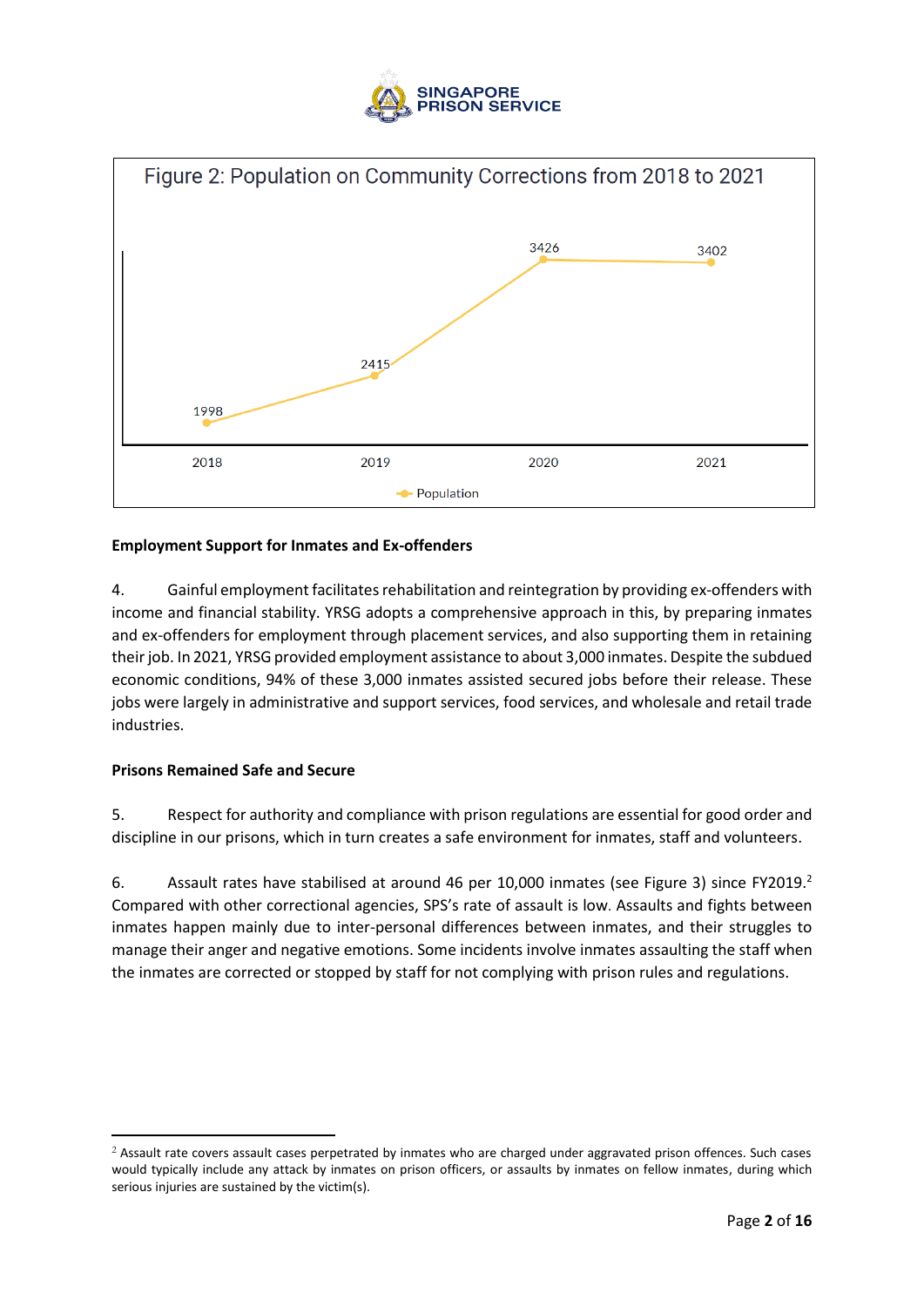Figure 2: Population on Community Corrections from 2018 to 2021

| Year | Population |
|---|---|
| 2018 | 1998 |
| 2019 | 2415 |
| 2020 | 3426 |
| 2021 | 3402 |

**Employment Support for Inmates and Ex-offenders**

4. Gainful employment facilitates rehabilitation and reintegration by providing ex-offenders with income and financial stability. YRSG adopts a comprehensive approach in this, by preparing inmates and ex-offenders for employment through placement services, and also supporting them in retaining their job. In 2021, YRSG provided employment assistance to about 3,000 inmates. Despite the subdued economic conditions, 94% of these 3,000 inmates assisted secured jobs before their release. These jobs were largely in administrative and support services, food services, and wholesale and retail trade industries.

**Prisons Remained Safe and Secure**

5. Respect for authority and compliance with prison regulations are essential for good order and discipline in our prisons, which in turn creates a safe environment for inmates, staff and volunteers.

6. Assault rates have stabilised at around 46 per 10,000 inmates (see Figure 3) since FY2019.[2] Compared with other correctional agencies, SPS's rate of assault is low. Assaults and fights between inmates happen mainly due to inter-personal differences between inmates, and their struggles to manage their anger and negative emotions. Some incidents involve inmates assaulting the staff when the inmates are corrected or stopped by staff for not complying with prison rules and regulations.

[2] Assault rate covers assault cases perpetrated by inmates who are charged under aggravated prison offences. Such cases would typically include any attack by inmates on prison officers, or assaults by inmates on fellow inmates, during which serious injuries are sustained by the victim(s).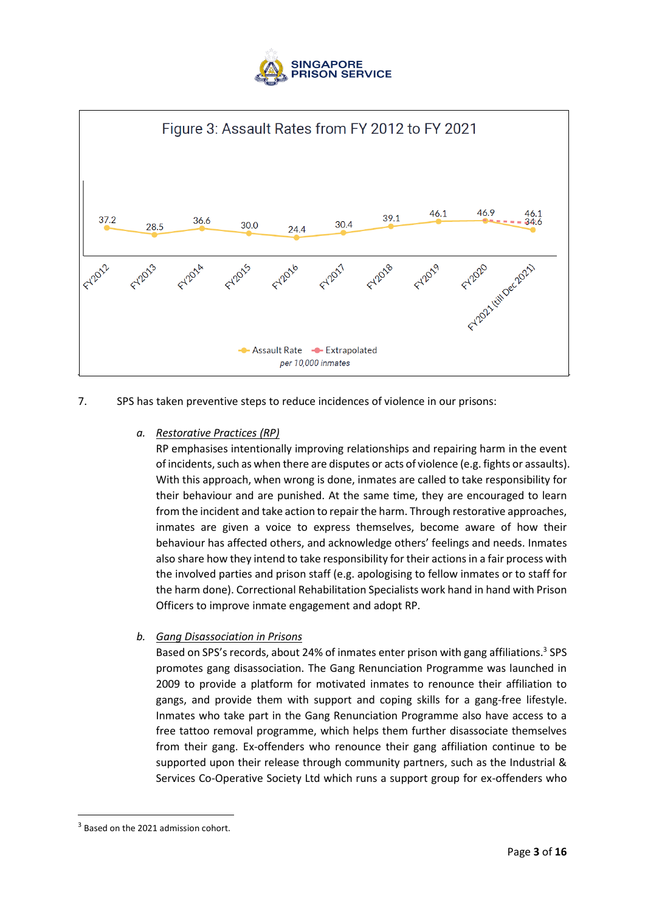Figure 3: Assault Rates from FY 2012 to FY 2021

| Financial Year | Assault Rate | Extrapolated |
|---|---|---|
| FY2012 | 37.2 | |
| FY2013 | 28.5 | |
| FY2014 | 36.6 | |
| FY2015 | 30.0 | |
| FY2016 | 24.4 | |
| FY2017 | 30.4 | |
| FY2018 | 39.1 | |
| FY2019 | 46.1 | |
| FY2020 | 46.9 | |
| FY2021 (till Dec 2021) | 34.6 | 46.1 |

*per 10,000 inmates*

7. SPS has taken preventive steps to reduce incidences of violence in our prisons:

   a. *Restorative Practices (RP)*
   RP emphasises intentionally improving relationships and repairing harm in the event of incidents, such as when there are disputes or acts of violence (e.g. fights or assaults). With this approach, when wrong is done, inmates are called to take responsibility for their behaviour and are punished. At the same time, they are encouraged to learn from the incident and take action to repair the harm. Through restorative approaches, inmates are given a voice to express themselves, become aware of how their behaviour has affected others, and acknowledge others' feelings and needs. Inmates also share how they intend to take responsibility for their actions in a fair process with the involved parties and prison staff (e.g. apologising to fellow inmates or to staff for the harm done). Correctional Rehabilitation Specialists work hand in hand with Prison Officers to improve inmate engagement and adopt RP.

   b. *Gang Disassociation in Prisons*
   Based on SPS's records, about 24% of inmates enter prison with gang affiliations.[3] SPS promotes gang disassociation. The Gang Renunciation Programme was launched in 2009 to provide a platform for motivated inmates to renounce their affiliation to gangs, and provide them with support and coping skills for a gang-free lifestyle. Inmates who take part in the Gang Renunciation Programme also have access to a free tattoo removal programme, which helps them further disassociate themselves from their gang. Ex-offenders who renounce their gang affiliation continue to be supported upon their release through community partners, such as the Industrial & Services Co-Operative Society Ltd which runs a support group for ex-offenders who

[3] Based on the 2021 admission cohort.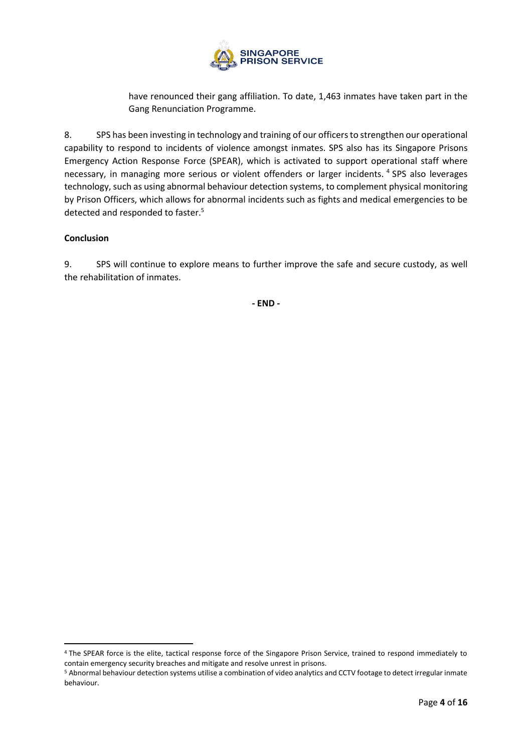have renounced their gang affiliation. To date, 1,463 inmates have taken part in the Gang Renunciation Programme.

8. SPS has been investing in technology and training of our officers to strengthen our operational capability to respond to incidents of violence amongst inmates. SPS also has its Singapore Prisons Emergency Action Response Force (SPEAR), which is activated to support operational staff where necessary, in managing more serious or violent offenders or larger incidents. [4] SPS also leverages technology, such as using abnormal behaviour detection systems, to complement physical monitoring by Prison Officers, which allows for abnormal incidents such as fights and medical emergencies to be detected and responded to faster.[5]

**Conclusion**

9. SPS will continue to explore means to further improve the safe and secure custody, as well the rehabilitation of inmates.

**- END -**

[4] The SPEAR force is the elite, tactical response force of the Singapore Prison Service, trained to respond immediately to contain emergency security breaches and mitigate and resolve unrest in prisons.

[5] Abnormal behaviour detection systems utilise a combination of video analytics and CCTV footage to detect irregular inmate behaviour.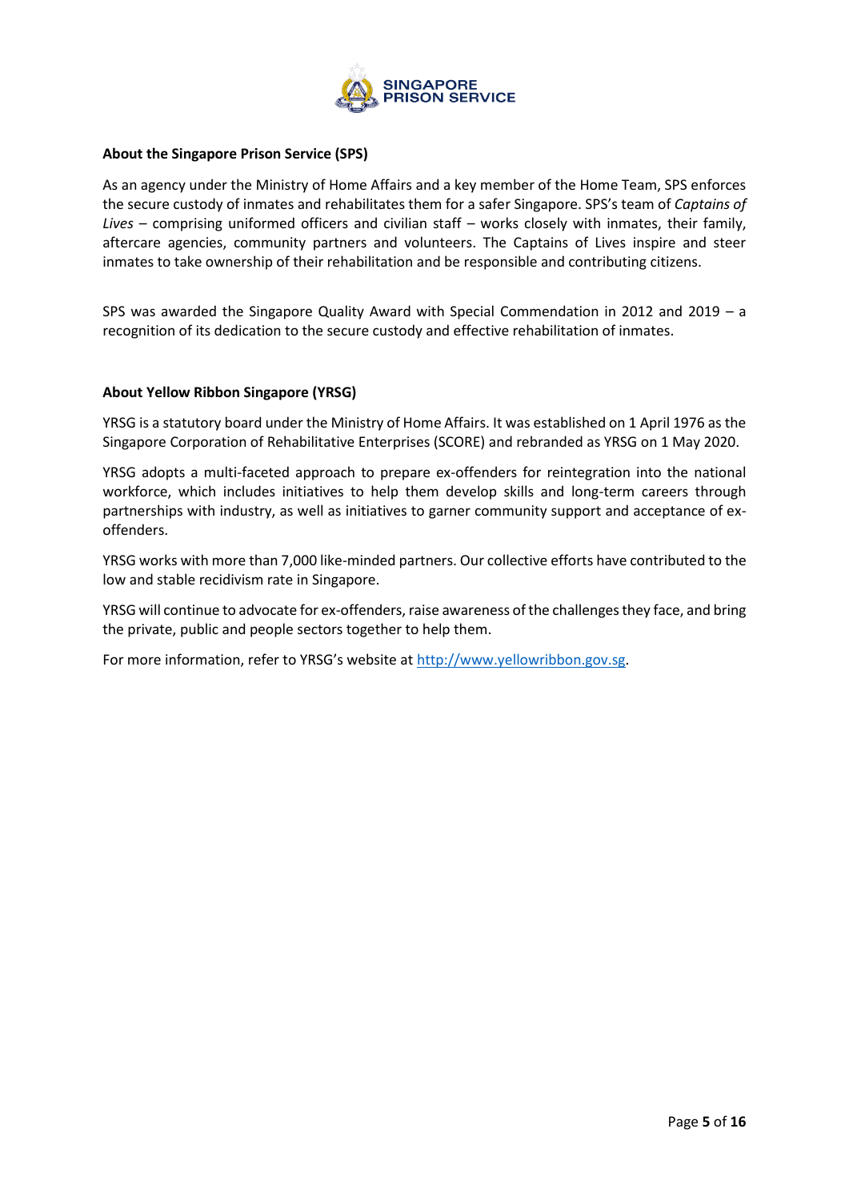**About the Singapore Prison Service (SPS)**

As an agency under the Ministry of Home Affairs and a key member of the Home Team, SPS enforces the secure custody of inmates and rehabilitates them for a safer Singapore. SPS's team of *Captains of Lives* – comprising uniformed officers and civilian staff – works closely with inmates, their family, aftercare agencies, community partners and volunteers. The Captains of Lives inspire and steer inmates to take ownership of their rehabilitation and be responsible and contributing citizens.

SPS was awarded the Singapore Quality Award with Special Commendation in 2012 and 2019 – a recognition of its dedication to the secure custody and effective rehabilitation of inmates.

**About Yellow Ribbon Singapore (YRSG)**

YRSG is a statutory board under the Ministry of Home Affairs. It was established on 1 April 1976 as the Singapore Corporation of Rehabilitative Enterprises (SCORE) and rebranded as YRSG on 1 May 2020.

YRSG adopts a multi-faceted approach to prepare ex-offenders for reintegration into the national workforce, which includes initiatives to help them develop skills and long-term careers through partnerships with industry, as well as initiatives to garner community support and acceptance of ex-offenders.

YRSG works with more than 7,000 like-minded partners. Our collective efforts have contributed to the low and stable recidivism rate in Singapore.

YRSG will continue to advocate for ex-offenders, raise awareness of the challenges they face, and bring the private, public and people sectors together to help them.

For more information, refer to YRSG's website at [http://www.yellowribbon.gov.sg](http://www.yellowribbon.gov.sg).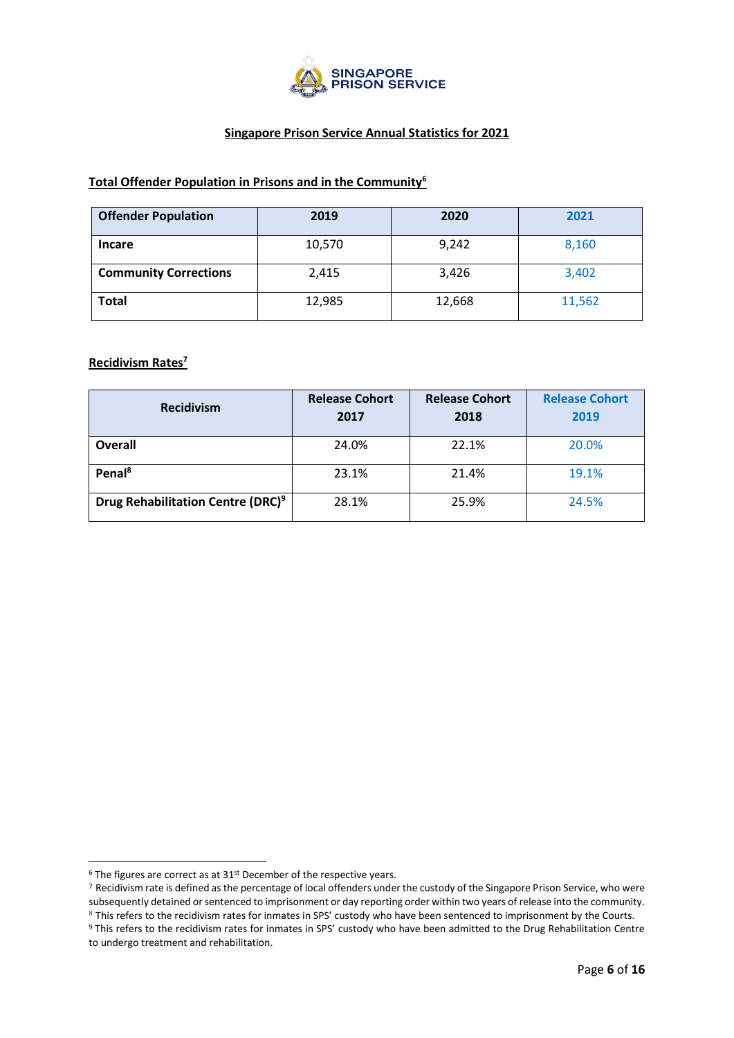SINGAPORE PRISON SERVICE

## Singapore Prison Service Annual Statistics for 2021

### Total Offender Population in Prisons and in the Community[6]

| Offender Population | 2019 | 2020 | 2021 |
|---|---|---|---|
| **Incare** | 10,570 | 9,242 | 8,160 |
| **Community Corrections** | 2,415 | 3,426 | 3,402 |
| **Total** | 12,985 | 12,668 | 11,562 |

### Recidivism Rates[7]

| Recidivism | Release Cohort 2017 | Release Cohort 2018 | Release Cohort 2019 |
|---|---|---|---|
| **Overall** | 24.0% | 22.1% | 20.0% |
| **Penal[8]** | 23.1% | 21.4% | 19.1% |
| **Drug Rehabilitation Centre (DRC)[9]** | 28.1% | 25.9% | 24.5% |

---

[6] The figures are correct as at 31st December of the respective years.

[7] Recidivism rate is defined as the percentage of local offenders under the custody of the Singapore Prison Service, who were subsequently detained or sentenced to imprisonment or day reporting order within two years of release into the community.

[8] This refers to the recidivism rates for inmates in SPS' custody who have been sentenced to imprisonment by the Courts.

[9] This refers to the recidivism rates for inmates in SPS' custody who have been admitted to the Drug Rehabilitation Centre to undergo treatment and rehabilitation.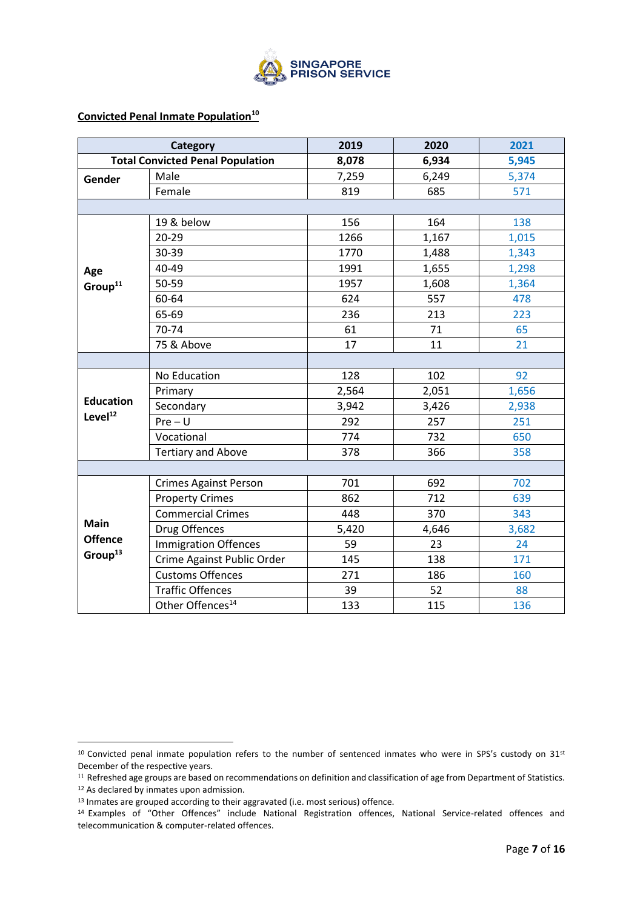**Convicted Penal Inmate Population[10]**

| Category | | 2019 | 2020 | 2021 |
|---|---|---|---|---|
| **Total Convicted Penal Population** | | **8,078** | **6,934** | **5,945** |
| **Gender** | Male | 7,259 | 6,249 | 5,374 |
| | Female | 819 | 685 | 571 |
| | | | | |
| **Age Group[11]** | 19 & below | 156 | 164 | 138 |
| | 20-29 | 1266 | 1,167 | 1,015 |
| | 30-39 | 1770 | 1,488 | 1,343 |
| | 40-49 | 1991 | 1,655 | 1,298 |
| | 50-59 | 1957 | 1,608 | 1,364 |
| | 60-64 | 624 | 557 | 478 |
| | 65-69 | 236 | 213 | 223 |
| | 70-74 | 61 | 71 | 65 |
| | 75 & Above | 17 | 11 | 21 |
| | | | | |
| **Education Level[12]** | No Education | 128 | 102 | 92 |
| | Primary | 2,564 | 2,051 | 1,656 |
| | Secondary | 3,942 | 3,426 | 2,938 |
| | Pre – U | 292 | 257 | 251 |
| | Vocational | 774 | 732 | 650 |
| | Tertiary and Above | 378 | 366 | 358 |
| | | | | |
| **Main Offence Group[13]** | Crimes Against Person | 701 | 692 | 702 |
| | Property Crimes | 862 | 712 | 639 |
| | Commercial Crimes | 448 | 370 | 343 |
| | Drug Offences | 5,420 | 4,646 | 3,682 |
| | Immigration Offences | 59 | 23 | 24 |
| | Crime Against Public Order | 145 | 138 | 171 |
| | Customs Offences | 271 | 186 | 160 |
| | Traffic Offences | 39 | 52 | 88 |
| | Other Offences[14] | 133 | 115 | 136 |

[10] Convicted penal inmate population refers to the number of sentenced inmates who were in SPS's custody on 31st December of the respective years.

[11] Refreshed age groups are based on recommendations on definition and classification of age from Department of Statistics.

[12] As declared by inmates upon admission.

[13] Inmates are grouped according to their aggravated (i.e. most serious) offence.

[14] Examples of "Other Offences" include National Registration offences, National Service-related offences and telecommunication & computer-related offences.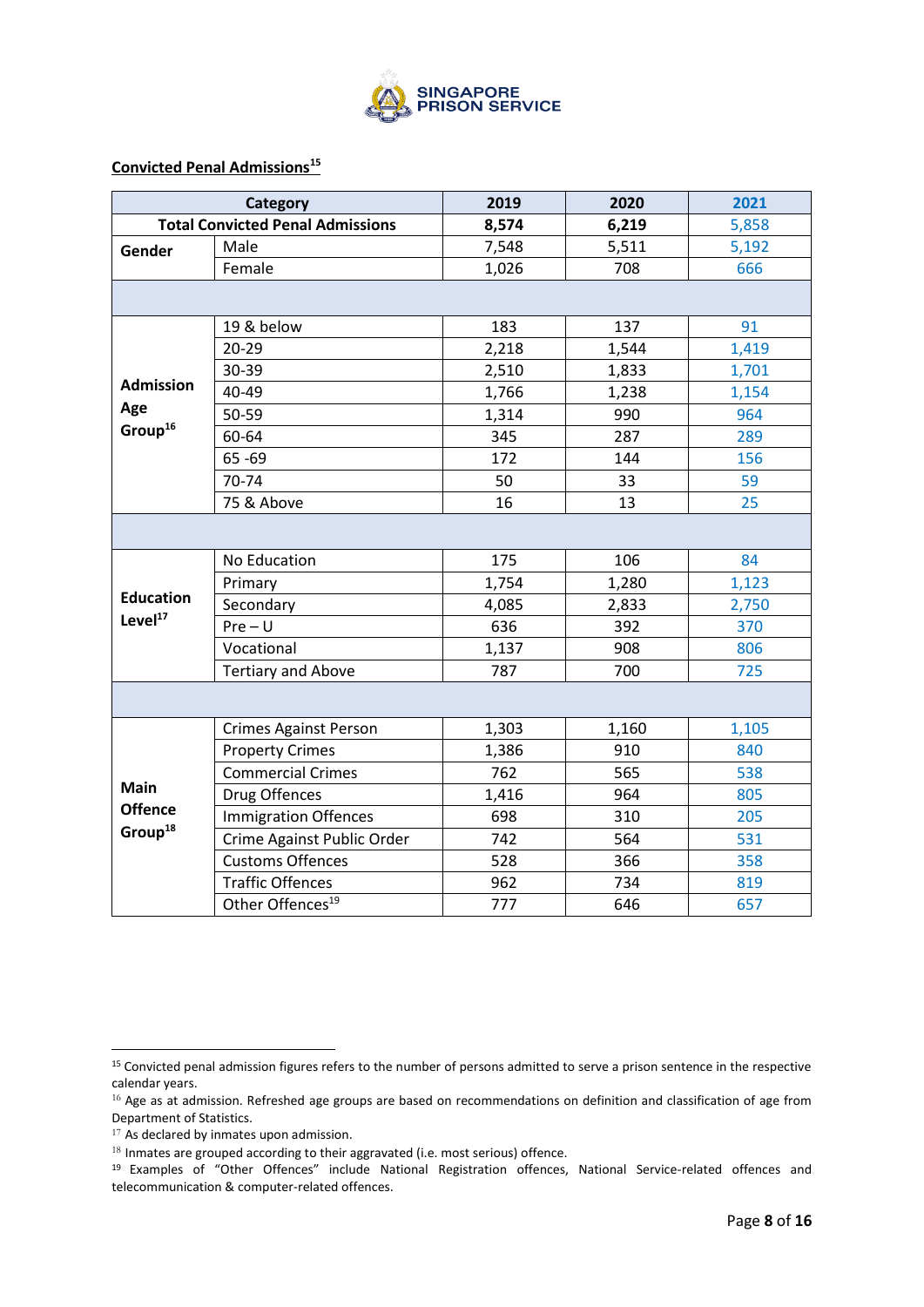## Convicted Penal Admissions[15]

| Category | | 2019 | 2020 | 2021 |
|---|---|---|---|---|
| **Total Convicted Penal Admissions** | | **8,574** | **6,219** | 5,858 |
| **Gender** | Male | 7,548 | 5,511 | 5,192 |
| | Female | 1,026 | 708 | 666 |
| | | | | |
| **Admission Age Group[16]** | 19 & below | 183 | 137 | 91 |
| | 20-29 | 2,218 | 1,544 | 1,419 |
| | 30-39 | 2,510 | 1,833 | 1,701 |
| | 40-49 | 1,766 | 1,238 | 1,154 |
| | 50-59 | 1,314 | 990 | 964 |
| | 60-64 | 345 | 287 | 289 |
| | 65 -69 | 172 | 144 | 156 |
| | 70-74 | 50 | 33 | 59 |
| | 75 & Above | 16 | 13 | 25 |
| | | | | |
| **Education Level[17]** | No Education | 175 | 106 | 84 |
| | Primary | 1,754 | 1,280 | 1,123 |
| | Secondary | 4,085 | 2,833 | 2,750 |
| | Pre – U | 636 | 392 | 370 |
| | Vocational | 1,137 | 908 | 806 |
| | Tertiary and Above | 787 | 700 | 725 |
| | | | | |
| **Main Offence Group[18]** | Crimes Against Person | 1,303 | 1,160 | 1,105 |
| | Property Crimes | 1,386 | 910 | 840 |
| | Commercial Crimes | 762 | 565 | 538 |
| | Drug Offences | 1,416 | 964 | 805 |
| | Immigration Offences | 698 | 310 | 205 |
| | Crime Against Public Order | 742 | 564 | 531 |
| | Customs Offences | 528 | 366 | 358 |
| | Traffic Offences | 962 | 734 | 819 |
| | Other Offences[19] | 777 | 646 | 657 |

[15] Convicted penal admission figures refers to the number of persons admitted to serve a prison sentence in the respective calendar years.

[16] Age as at admission. Refreshed age groups are based on recommendations on definition and classification of age from Department of Statistics.

[17] As declared by inmates upon admission.

[18] Inmates are grouped according to their aggravated (i.e. most serious) offence.

[19] Examples of "Other Offences" include National Registration offences, National Service-related offences and telecommunication & computer-related offences.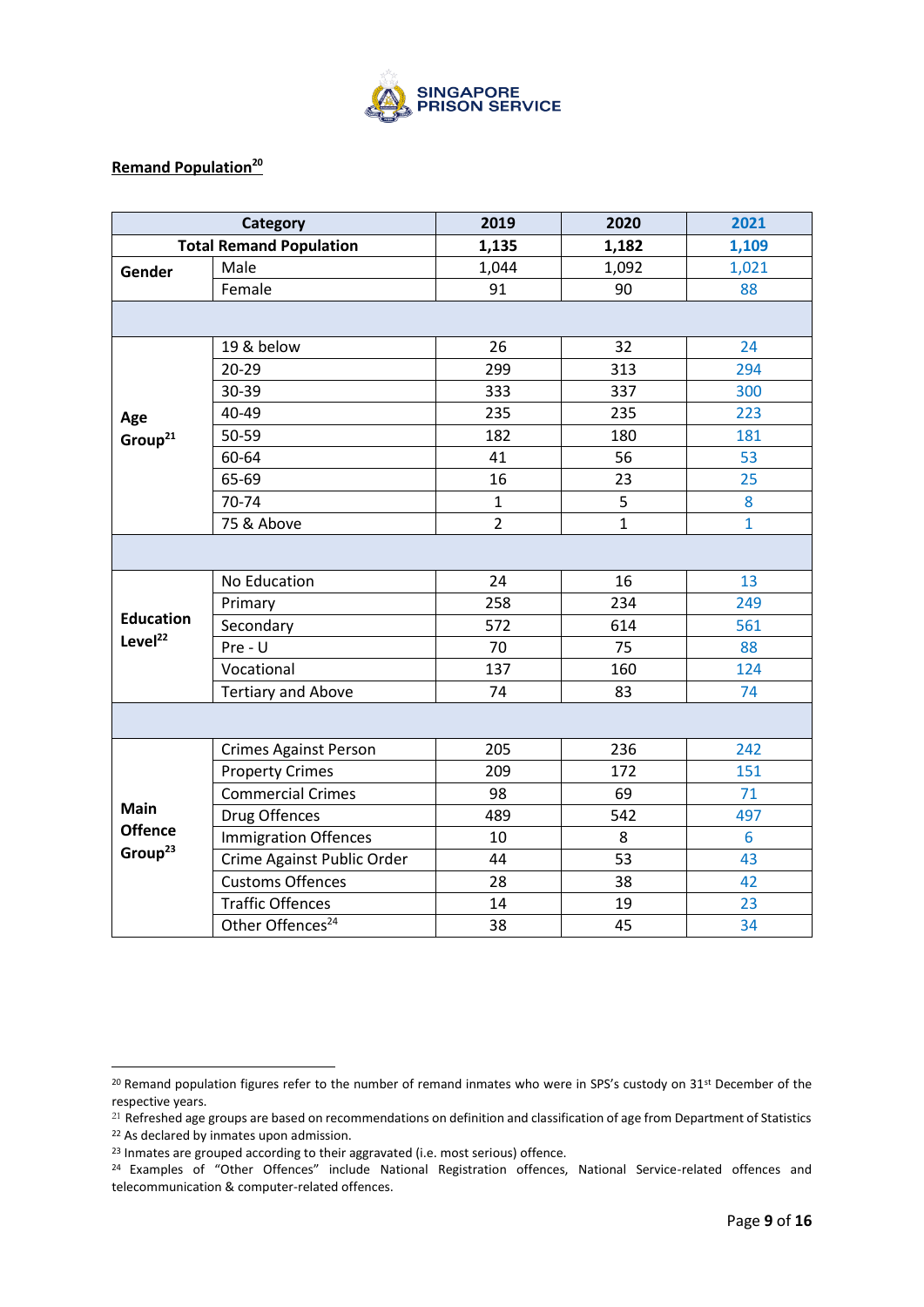## Remand Population[20]

| Category | | 2019 | 2020 | 2021 |
|---|---|---|---|---|
| **Total Remand Population** | | **1,135** | **1,182** | **1,109** |
| **Gender** | Male | 1,044 | 1,092 | 1,021 |
| | Female | 91 | 90 | 88 |
| | | | | |
| **Age Group[21]** | 19 & below | 26 | 32 | 24 |
| | 20-29 | 299 | 313 | 294 |
| | 30-39 | 333 | 337 | 300 |
| | 40-49 | 235 | 235 | 223 |
| | 50-59 | 182 | 180 | 181 |
| | 60-64 | 41 | 56 | 53 |
| | 65-69 | 16 | 23 | 25 |
| | 70-74 | 1 | 5 | 8 |
| | 75 & Above | 2 | 1 | 1 |
| | | | | |
| **Education Level[22]** | No Education | 24 | 16 | 13 |
| | Primary | 258 | 234 | 249 |
| | Secondary | 572 | 614 | 561 |
| | Pre - U | 70 | 75 | 88 |
| | Vocational | 137 | 160 | 124 |
| | Tertiary and Above | 74 | 83 | 74 |
| | | | | |
| **Main Offence Group[23]** | Crimes Against Person | 205 | 236 | 242 |
| | Property Crimes | 209 | 172 | 151 |
| | Commercial Crimes | 98 | 69 | 71 |
| | Drug Offences | 489 | 542 | 497 |
| | Immigration Offences | 10 | 8 | 6 |
| | Crime Against Public Order | 44 | 53 | 43 |
| | Customs Offences | 28 | 38 | 42 |
| | Traffic Offences | 14 | 19 | 23 |
| | Other Offences[24] | 38 | 45 | 34 |

[20] Remand population figures refer to the number of remand inmates who were in SPS's custody on 31st December of the respective years.

[21] Refreshed age groups are based on recommendations on definition and classification of age from Department of Statistics

[22] As declared by inmates upon admission.

[23] Inmates are grouped according to their aggravated (i.e. most serious) offence.

[24] Examples of "Other Offences" include National Registration offences, National Service-related offences and telecommunication & computer-related offences.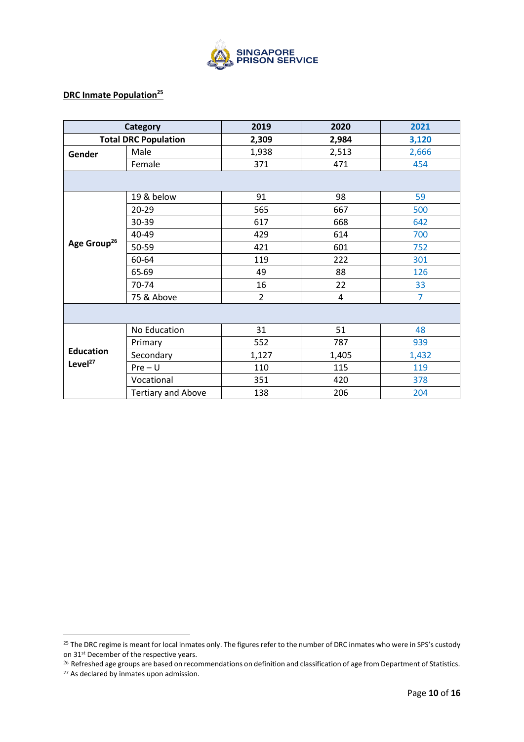SINGAPORE PRISON SERVICE

## DRC Inmate Population[25]

| Category | | 2019 | 2020 | 2021 |
|---|---|---|---|---|
| **Total DRC Population** | | **2,309** | **2,984** | **3,120** |
| **Gender** | Male | 1,938 | 2,513 | 2,666 |
| | Female | 371 | 471 | 454 |
| | | | | |
| **Age Group[26]** | 19 & below | 91 | 98 | 59 |
| | 20-29 | 565 | 667 | 500 |
| | 30-39 | 617 | 668 | 642 |
| | 40-49 | 429 | 614 | 700 |
| | 50-59 | 421 | 601 | 752 |
| | 60-64 | 119 | 222 | 301 |
| | 65-69 | 49 | 88 | 126 |
| | 70-74 | 16 | 22 | 33 |
| | 75 & Above | 2 | 4 | 7 |
| | | | | |
| **Education Level[27]** | No Education | 31 | 51 | 48 |
| | Primary | 552 | 787 | 939 |
| | Secondary | 1,127 | 1,405 | 1,432 |
| | Pre – U | 110 | 115 | 119 |
| | Vocational | 351 | 420 | 378 |
| | Tertiary and Above | 138 | 206 | 204 |

[25] The DRC regime is meant for local inmates only. The figures refer to the number of DRC inmates who were in SPS's custody on 31st December of the respective years.

[26] Refreshed age groups are based on recommendations on definition and classification of age from Department of Statistics.

[27] As declared by inmates upon admission.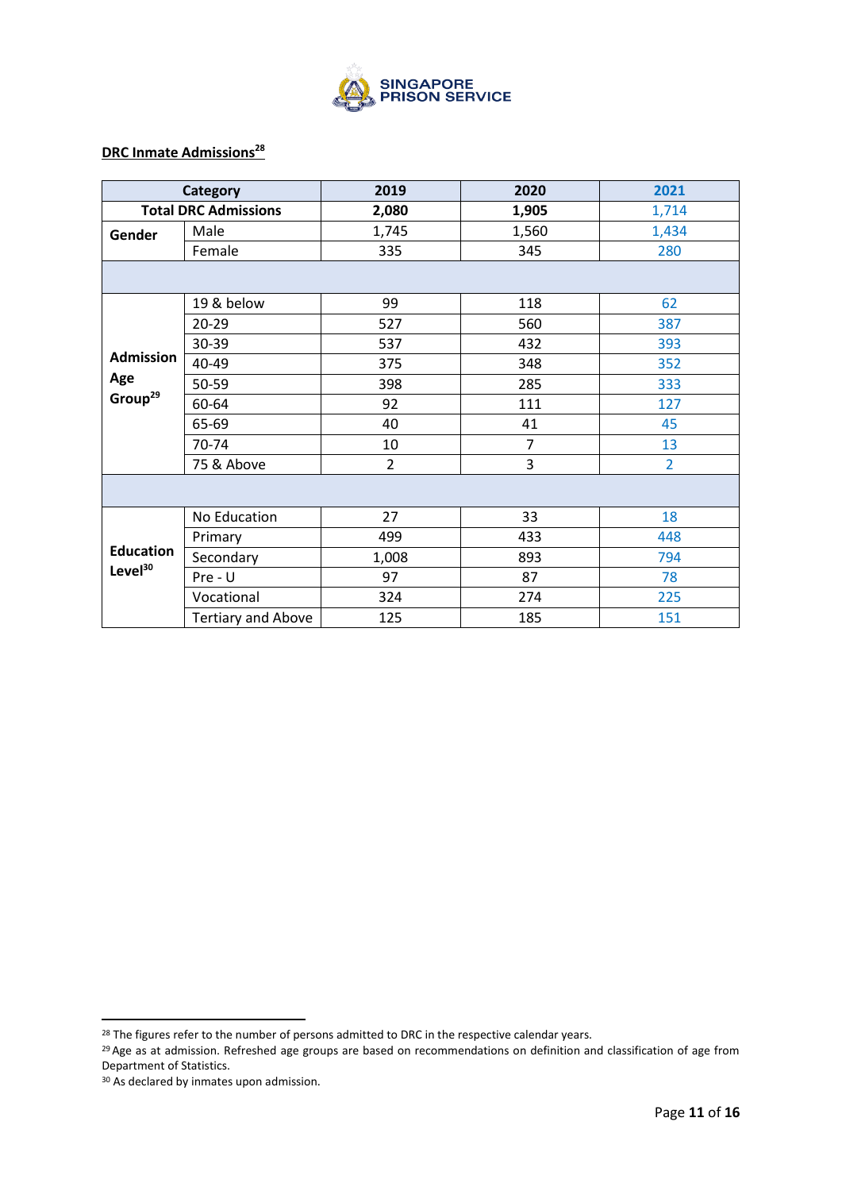## DRC Inmate Admissions[28]

| Category | | 2019 | 2020 | 2021 |
|---|---|---|---|---|
| **Total DRC Admissions** | | **2,080** | **1,905** | 1,714 |
| **Gender** | Male | 1,745 | 1,560 | 1,434 |
| | Female | 335 | 345 | 280 |
| | | | | |
| **Admission Age Group[29]** | 19 & below | 99 | 118 | 62 |
| | 20-29 | 527 | 560 | 387 |
| | 30-39 | 537 | 432 | 393 |
| | 40-49 | 375 | 348 | 352 |
| | 50-59 | 398 | 285 | 333 |
| | 60-64 | 92 | 111 | 127 |
| | 65-69 | 40 | 41 | 45 |
| | 70-74 | 10 | 7 | 13 |
| | 75 & Above | 2 | 3 | 2 |
| | | | | |
| **Education Level[30]** | No Education | 27 | 33 | 18 |
| | Primary | 499 | 433 | 448 |
| | Secondary | 1,008 | 893 | 794 |
| | Pre - U | 97 | 87 | 78 |
| | Vocational | 324 | 274 | 225 |
| | Tertiary and Above | 125 | 185 | 151 |

[28] The figures refer to the number of persons admitted to DRC in the respective calendar years.

[29] Age as at admission. Refreshed age groups are based on recommendations on definition and classification of age from Department of Statistics.

[30] As declared by inmates upon admission.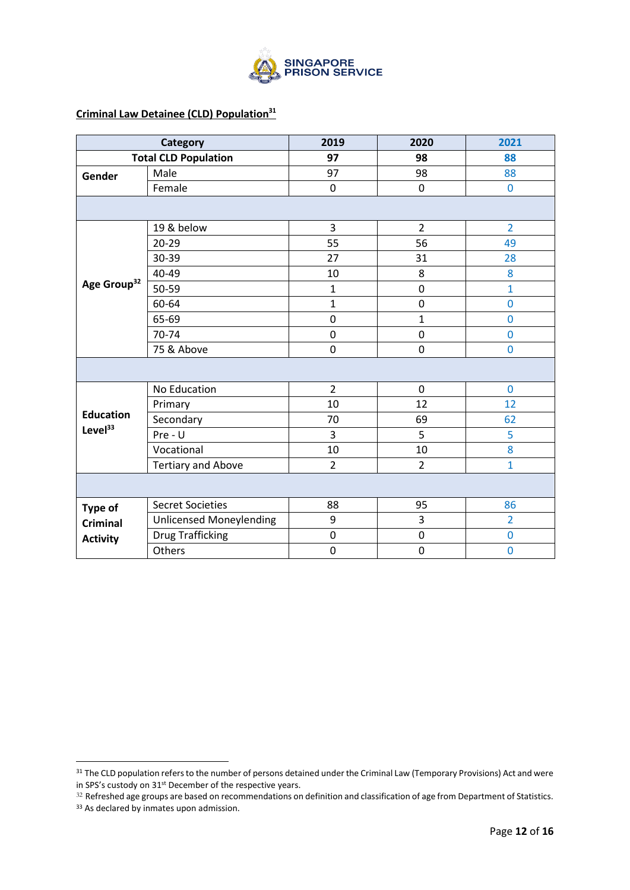**Criminal Law Detainee (CLD) Population**[31]

| Category | | 2019 | 2020 | 2021 |
|---|---|---|---|---|
| **Total CLD Population** | | **97** | **98** | **88** |
| **Gender** | Male | 97 | 98 | 88 |
| | Female | 0 | 0 | 0 |
| | | | | |
| **Age Group**[32] | 19 & below | 3 | 2 | 2 |
| | 20-29 | 55 | 56 | 49 |
| | 30-39 | 27 | 31 | 28 |
| | 40-49 | 10 | 8 | 8 |
| | 50-59 | 1 | 0 | 1 |
| | 60-64 | 1 | 0 | 0 |
| | 65-69 | 0 | 1 | 0 |
| | 70-74 | 0 | 0 | 0 |
| | 75 & Above | 0 | 0 | 0 |
| | | | | |
| **Education Level**[33] | No Education | 2 | 0 | 0 |
| | Primary | 10 | 12 | 12 |
| | Secondary | 70 | 69 | 62 |
| | Pre - U | 3 | 5 | 5 |
| | Vocational | 10 | 10 | 8 |
| | Tertiary and Above | 2 | 2 | 1 |
| | | | | |
| **Type of Criminal Activity** | Secret Societies | 88 | 95 | 86 |
| | Unlicensed Moneylending | 9 | 3 | 2 |
| | Drug Trafficking | 0 | 0 | 0 |
| | Others | 0 | 0 | 0 |

[31] The CLD population refers to the number of persons detained under the Criminal Law (Temporary Provisions) Act and were in SPS's custody on 31st December of the respective years.

[32] Refreshed age groups are based on recommendations on definition and classification of age from Department of Statistics.

[33] As declared by inmates upon admission.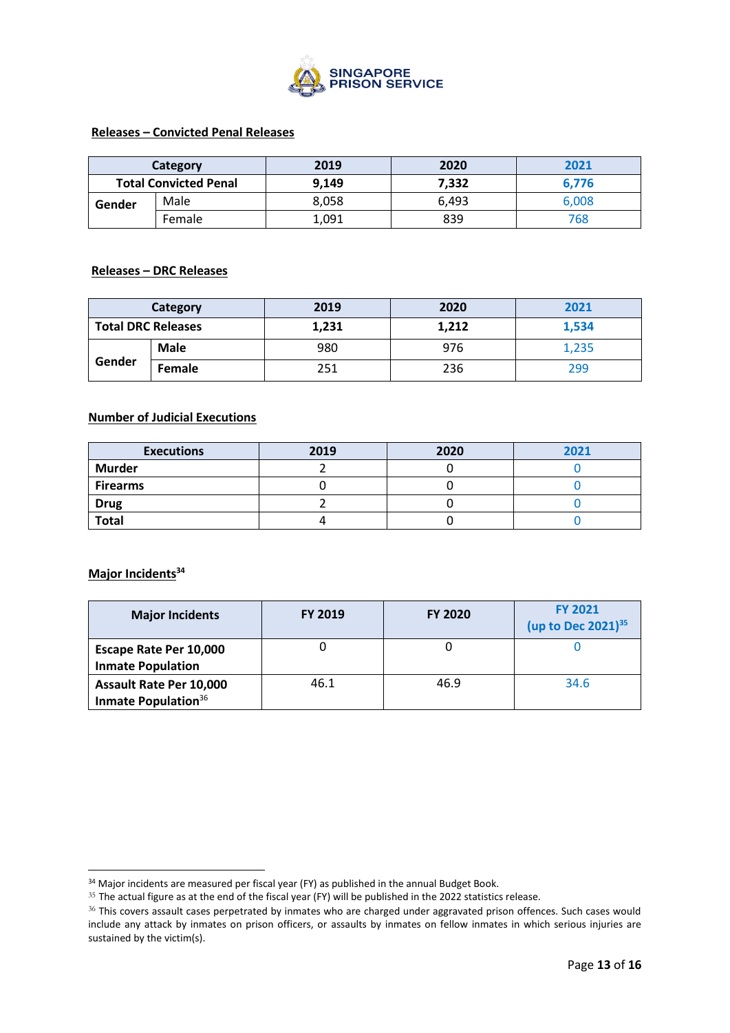## Releases – Convicted Penal Releases

| Category | | 2019 | 2020 | 2021 |
|---|---|---|---|---|
| **Total Convicted Penal** | | **9,149** | **7,332** | **6,776** |
| **Gender** | Male | 8,058 | 6,493 | 6,008 |
| | Female | 1,091 | 839 | 768 |

## Releases – DRC Releases

| Category | | 2019 | 2020 | 2021 |
|---|---|---|---|---|
| **Total DRC Releases** | | **1,231** | **1,212** | **1,534** |
| **Gender** | **Male** | 980 | 976 | 1,235 |
| | **Female** | 251 | 236 | 299 |

## Number of Judicial Executions

| Executions | 2019 | 2020 | 2021 |
|---|---|---|---|
| **Murder** | 2 | 0 | 0 |
| **Firearms** | 0 | 0 | 0 |
| **Drug** | 2 | 0 | 0 |
| **Total** | 4 | 0 | 0 |

## Major Incidents[34]

| Major Incidents | FY 2019 | FY 2020 | FY 2021 (up to Dec 2021)[35] |
|---|---|---|---|
| **Escape Rate Per 10,000 Inmate Population** | 0 | 0 | 0 |
| **Assault Rate Per 10,000 Inmate Population**[36] | 46.1 | 46.9 | 34.6 |

[34] Major incidents are measured per fiscal year (FY) as published in the annual Budget Book.

[35] The actual figure as at the end of the fiscal year (FY) will be published in the 2022 statistics release.

[36] This covers assault cases perpetrated by inmates who are charged under aggravated prison offences. Such cases would include any attack by inmates on prison officers, or assaults by inmates on fellow inmates in which serious injuries are sustained by the victim(s).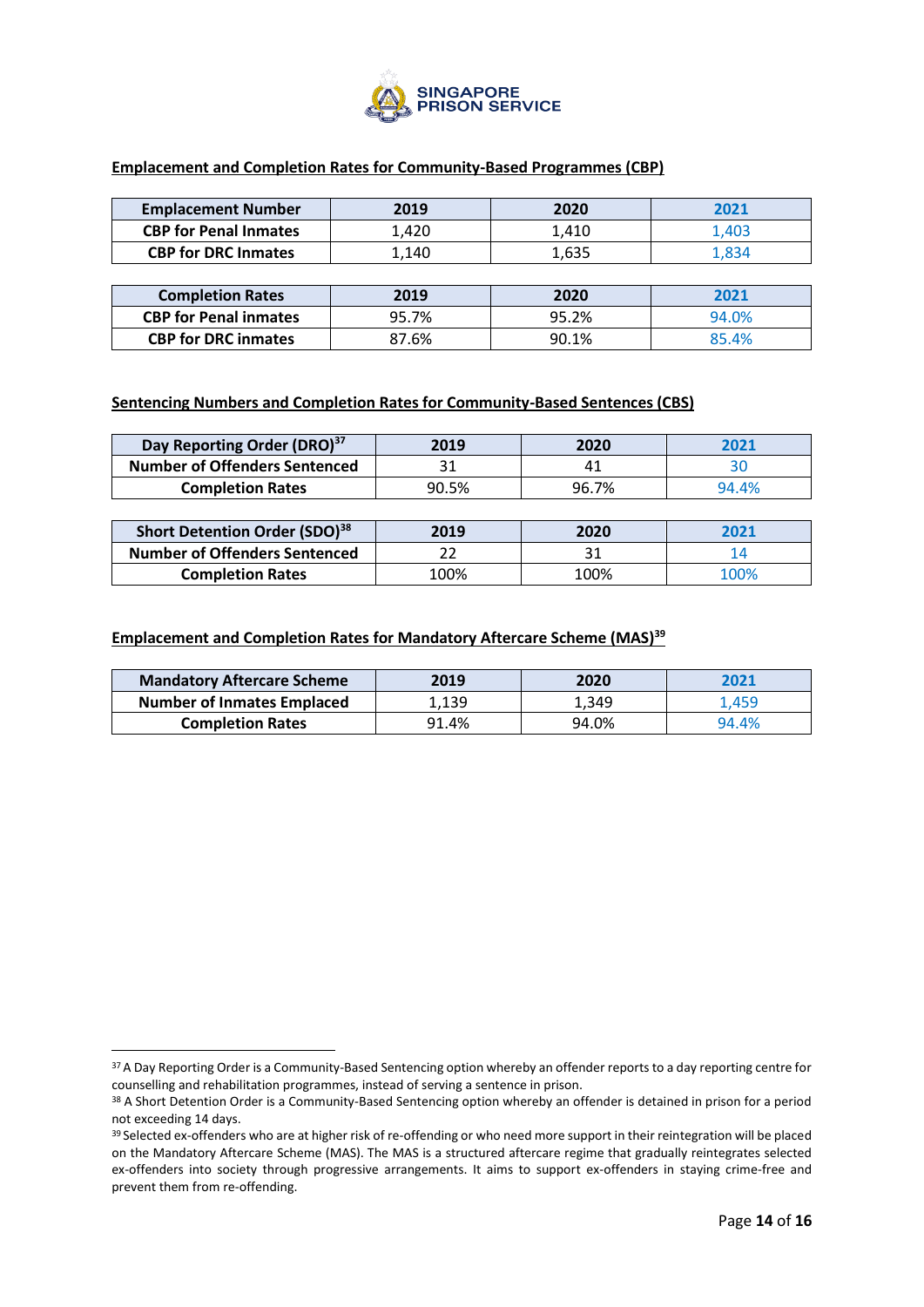## Emplacement and Completion Rates for Community-Based Programmes (CBP)

| Emplacement Number | 2019 | 2020 | 2021 |
|---|---|---|---|
| CBP for Penal Inmates | 1,420 | 1,410 | 1,403 |
| CBP for DRC Inmates | 1,140 | 1,635 | 1,834 |

| Completion Rates | 2019 | 2020 | 2021 |
|---|---|---|---|
| CBP for Penal inmates | 95.7% | 95.2% | 94.0% |
| CBP for DRC inmates | 87.6% | 90.1% | 85.4% |

## Sentencing Numbers and Completion Rates for Community-Based Sentences (CBS)

| Day Reporting Order (DRO)[37] | 2019 | 2020 | 2021 |
|---|---|---|---|
| Number of Offenders Sentenced | 31 | 41 | 30 |
| Completion Rates | 90.5% | 96.7% | 94.4% |

| Short Detention Order (SDO)[38] | 2019 | 2020 | 2021 |
|---|---|---|---|
| Number of Offenders Sentenced | 22 | 31 | 14 |
| Completion Rates | 100% | 100% | 100% |

## Emplacement and Completion Rates for Mandatory Aftercare Scheme (MAS)[39]

| Mandatory Aftercare Scheme | 2019 | 2020 | 2021 |
|---|---|---|---|
| Number of Inmates Emplaced | 1,139 | 1,349 | 1,459 |
| Completion Rates | 91.4% | 94.0% | 94.4% |

---

[37] A Day Reporting Order is a Community-Based Sentencing option whereby an offender reports to a day reporting centre for counselling and rehabilitation programmes, instead of serving a sentence in prison.

[38] A Short Detention Order is a Community-Based Sentencing option whereby an offender is detained in prison for a period not exceeding 14 days.

[39] Selected ex-offenders who are at higher risk of re-offending or who need more support in their reintegration will be placed on the Mandatory Aftercare Scheme (MAS). The MAS is a structured aftercare regime that gradually reintegrates selected ex-offenders into society through progressive arrangements. It aims to support ex-offenders in staying crime-free and prevent them from re-offending.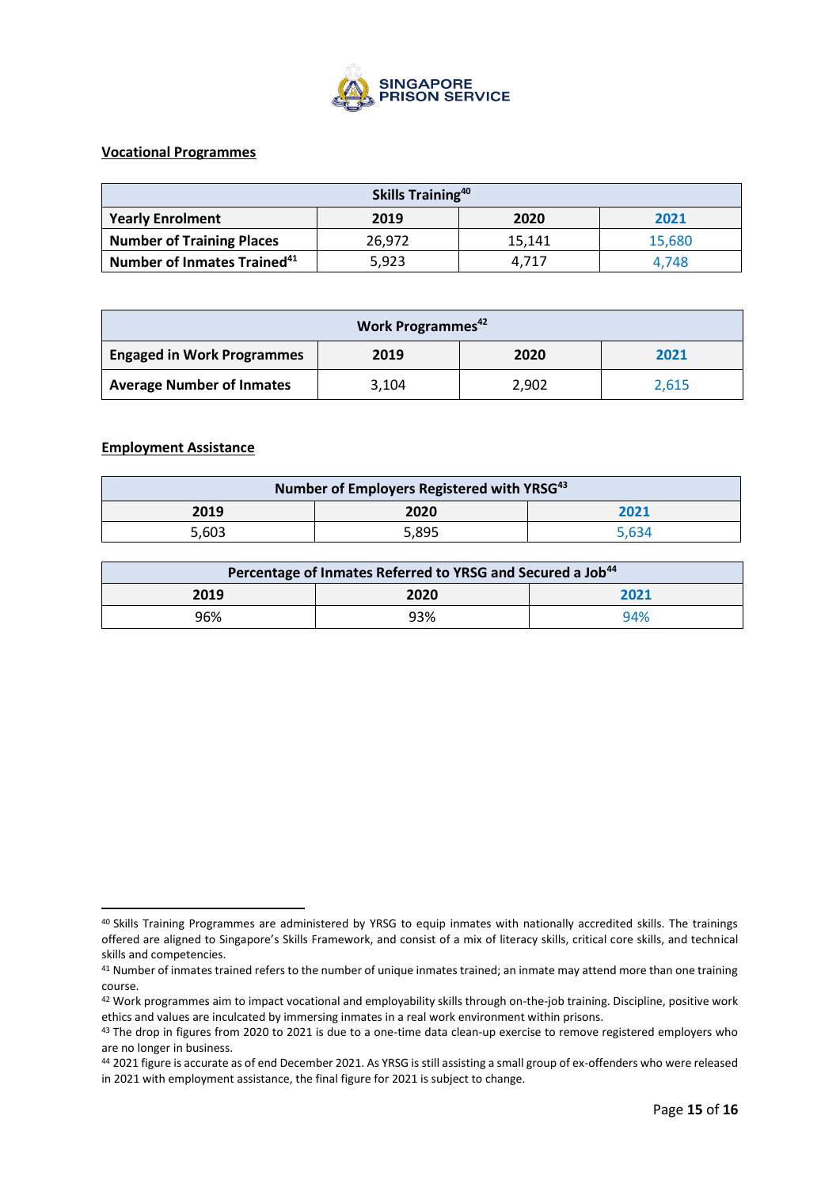**Vocational Programmes**

| Skills Training[40] | | | |
|---|---|---|---|
| **Yearly Enrolment** | **2019** | **2020** | **2021** |
| **Number of Training Places** | 26,972 | 15,141 | 15,680 |
| **Number of Inmates Trained[41]** | 5,923 | 4,717 | 4,748 |

| Work Programmes[42] | | | |
|---|---|---|---|
| **Engaged in Work Programmes** | **2019** | **2020** | **2021** |
| **Average Number of Inmates** | 3,104 | 2,902 | 2,615 |

**Employment Assistance**

| Number of Employers Registered with YRSG[43] | | |
|---|---|---|
| **2019** | **2020** | **2021** |
| 5,603 | 5,895 | 5,634 |

| Percentage of Inmates Referred to YRSG and Secured a Job[44] | | |
|---|---|---|
| **2019** | **2020** | **2021** |
| 96% | 93% | 94% |

---

[40] Skills Training Programmes are administered by YRSG to equip inmates with nationally accredited skills. The trainings offered are aligned to Singapore's Skills Framework, and consist of a mix of literacy skills, critical core skills, and technical skills and competencies.

[41] Number of inmates trained refers to the number of unique inmates trained; an inmate may attend more than one training course.

[42] Work programmes aim to impact vocational and employability skills through on-the-job training. Discipline, positive work ethics and values are inculcated by immersing inmates in a real work environment within prisons.

[43] The drop in figures from 2020 to 2021 is due to a one-time data clean-up exercise to remove registered employers who are no longer in business.

[44] 2021 figure is accurate as of end December 2021. As YRSG is still assisting a small group of ex-offenders who were released in 2021 with employment assistance, the final figure for 2021 is subject to change.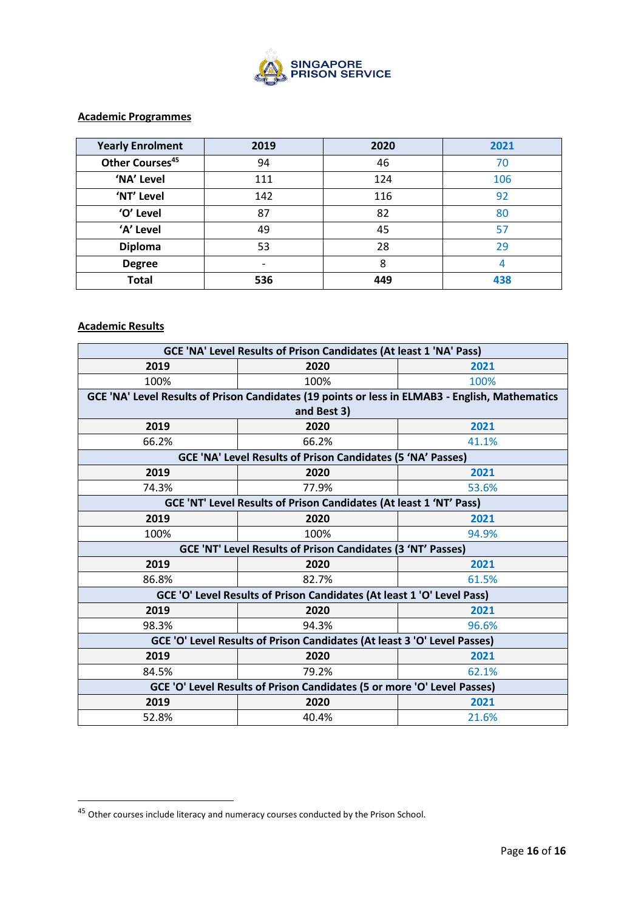**Academic Programmes**

| Yearly Enrolment | 2019 | 2020 | 2021 |
|---|---|---|---|
| Other Courses[45] | 94 | 46 | 70 |
| 'NA' Level | 111 | 124 | 106 |
| 'NT' Level | 142 | 116 | 92 |
| 'O' Level | 87 | 82 | 80 |
| 'A' Level | 49 | 45 | 57 |
| Diploma | 53 | 28 | 29 |
| Degree | - | 8 | 4 |
| **Total** | **536** | **449** | **438** |

**Academic Results**

| GCE 'NA' Level Results of Prison Candidates (At least 1 'NA' Pass) | | |
|---|---|---|
| **2019** | **2020** | **2021** |
| 100% | 100% | 100% |
| **GCE 'NA' Level Results of Prison Candidates (19 points or less in ELMAB3 - English, Mathematics and Best 3)** | | |
| **2019** | **2020** | **2021** |
| 66.2% | 66.2% | 41.1% |
| **GCE 'NA' Level Results of Prison Candidates (5 'NA' Passes)** | | |
| **2019** | **2020** | **2021** |
| 74.3% | 77.9% | 53.6% |
| **GCE 'NT' Level Results of Prison Candidates (At least 1 'NT' Pass)** | | |
| **2019** | **2020** | **2021** |
| 100% | 100% | 94.9% |
| **GCE 'NT' Level Results of Prison Candidates (3 'NT' Passes)** | | |
| **2019** | **2020** | **2021** |
| 86.8% | 82.7% | 61.5% |
| **GCE 'O' Level Results of Prison Candidates (At least 1 'O' Level Pass)** | | |
| **2019** | **2020** | **2021** |
| 98.3% | 94.3% | 96.6% |
| **GCE 'O' Level Results of Prison Candidates (At least 3 'O' Level Passes)** | | |
| **2019** | **2020** | **2021** |
| 84.5% | 79.2% | 62.1% |
| **GCE 'O' Level Results of Prison Candidates (5 or more 'O' Level Passes)** | | |
| **2019** | **2020** | **2021** |
| 52.8% | 40.4% | 21.6% |

[45] Other courses include literacy and numeracy courses conducted by the Prison School.